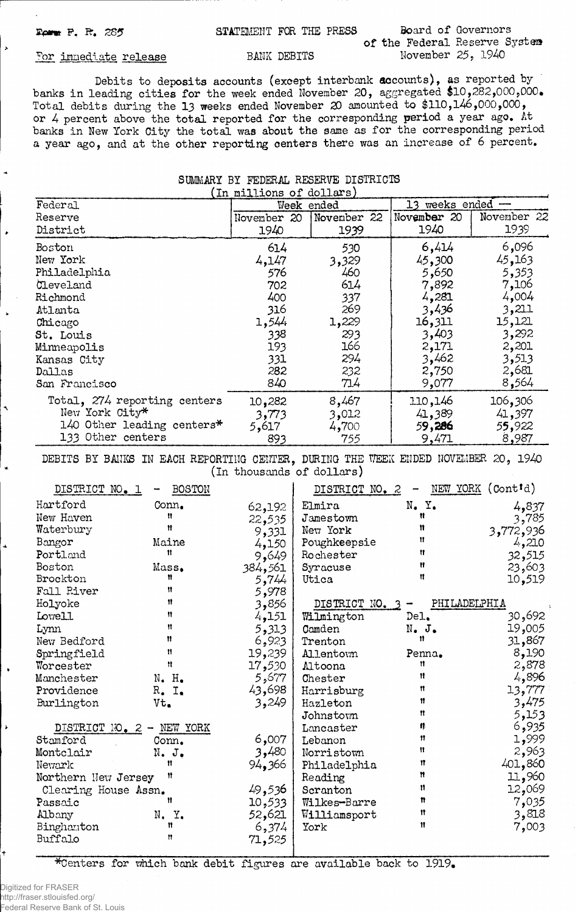Form F. R. 285

STATEMENT FOR THE PRESS

Board of Governors of the Federal Reserve System
November 25, 1940

For immediate release

BANK DEBITS

Debits to deposits accounts (except interbank accounts), as reported by banks in leading cities for the week ended November 20, aggregated $10,282,000,000. Total debits during the 13 weeks ended November 20 amounted to $110,146,000,000, or 4 percent above the total reported for the corresponding period a year ago. At banks in New York City the total was about the same as for the corresponding period a year ago, and at the other reporting centers there was an increase of 6 percent.

## SUMMARY BY FEDERAL RESERVE DISTRICTS

(In millions of dollars)

| Federal Reserve District | Week ended November 20 1940 | Week ended November 22 1939 | 13 weeks ended — November 20 1940 | 13 weeks ended — November 22 1939 |
|---|---|---|---|---|
| Boston | 614 | 530 | 6,414 | 6,096 |
| New York | 4,147 | 3,329 | 45,300 | 45,163 |
| Philadelphia | 576 | 460 | 5,650 | 5,353 |
| Cleveland | 702 | 614 | 7,892 | 7,106 |
| Richmond | 400 | 337 | 4,281 | 4,004 |
| Atlanta | 316 | 269 | 3,436 | 3,211 |
| Chicago | 1,544 | 1,229 | 16,311 | 15,121 |
| St. Louis | 338 | 293 | 3,403 | 3,292 |
| Minneapolis | 193 | 166 | 2,171 | 2,201 |
| Kansas City | 331 | 294 | 3,462 | 3,513 |
| Dallas | 282 | 232 | 2,750 | 2,681 |
| San Francisco | 840 | 714 | 9,077 | 8,564 |
| Total, 274 reporting centers | 10,282 | 8,467 | 110,146 | 106,306 |
| New York City* | 3,773 | 3,012 | 41,389 | 41,397 |
| 140 Other leading centers* | 5,617 | 4,700 | 59,286 | 55,922 |
| 133 Other centers | 893 | 755 | 9,471 | 8,987 |

## DEBITS BY BANKS IN EACH REPORTING CENTER, DURING THE WEEK ENDED NOVEMBER 20, 1940

(In thousands of dollars)

| DISTRICT NO. 1 - BOSTON | | |
|---|---|---|
| Hartford | Conn. | 62,192 |
| New Haven | " | 22,535 |
| Waterbury | " | 9,331 |
| Bangor | Maine | 4,150 |
| Portland | " | 9,649 |
| Boston | Mass. | 384,561 |
| Brockton | " | 5,744 |
| Fall River | " | 5,978 |
| Holyoke | " | 3,856 |
| Lowell | " | 4,151 |
| Lynn | " | 5,313 |
| New Bedford | " | 6,923 |
| Springfield | " | 19,239 |
| Worcester | " | 17,530 |
| Manchester | N. H. | 5,677 |
| Providence | R. I. | 43,698 |
| Burlington | Vt. | 3,249 |

| DISTRICT NO. 2 - NEW YORK | | |
|---|---|---|
| Stamford | Conn. | 6,007 |
| Montclair | N. J. | 3,480 |
| Newark | " | 94,366 |
| Northern New Jersey Clearing House Assn. | " | 49,536 |
| Passaic | " | 10,533 |
| Albany | N. Y. | 52,621 |
| Binghamton | " | 6,374 |
| Buffalo | " | 71,525 |
| Elmira | N. Y. | 4,837 |
| Jamestown | " | 3,785 |
| New York | " | 3,772,936 |
| Poughkeepsie | " | 4,210 |
| Rochester | " | 32,515 |
| Syracuse | " | 23,603 |
| Utica | " | 10,519 |

| DISTRICT NO. 3 - PHILADELPHIA | | |
|---|---|---|
| Wilmington | Del. | 30,692 |
| Camden | N. J. | 19,005 |
| Trenton | " | 31,867 |
| Allentown | Penna. | 8,190 |
| Altoona | " | 2,878 |
| Chester | " | 4,896 |
| Harrisburg | " | 13,777 |
| Hazleton | " | 3,475 |
| Johnstown | " | 5,153 |
| Lancaster | " | 6,935 |
| Lebanon | " | 1,999 |
| Norristown | " | 2,963 |
| Philadelphia | " | 401,860 |
| Reading | " | 11,960 |
| Scranton | " | 12,069 |
| Wilkes-Barre | " | 7,035 |
| Williamsport | " | 3,818 |
| York | " | 7,003 |

*Centers for which bank debit figures are available back to 1919.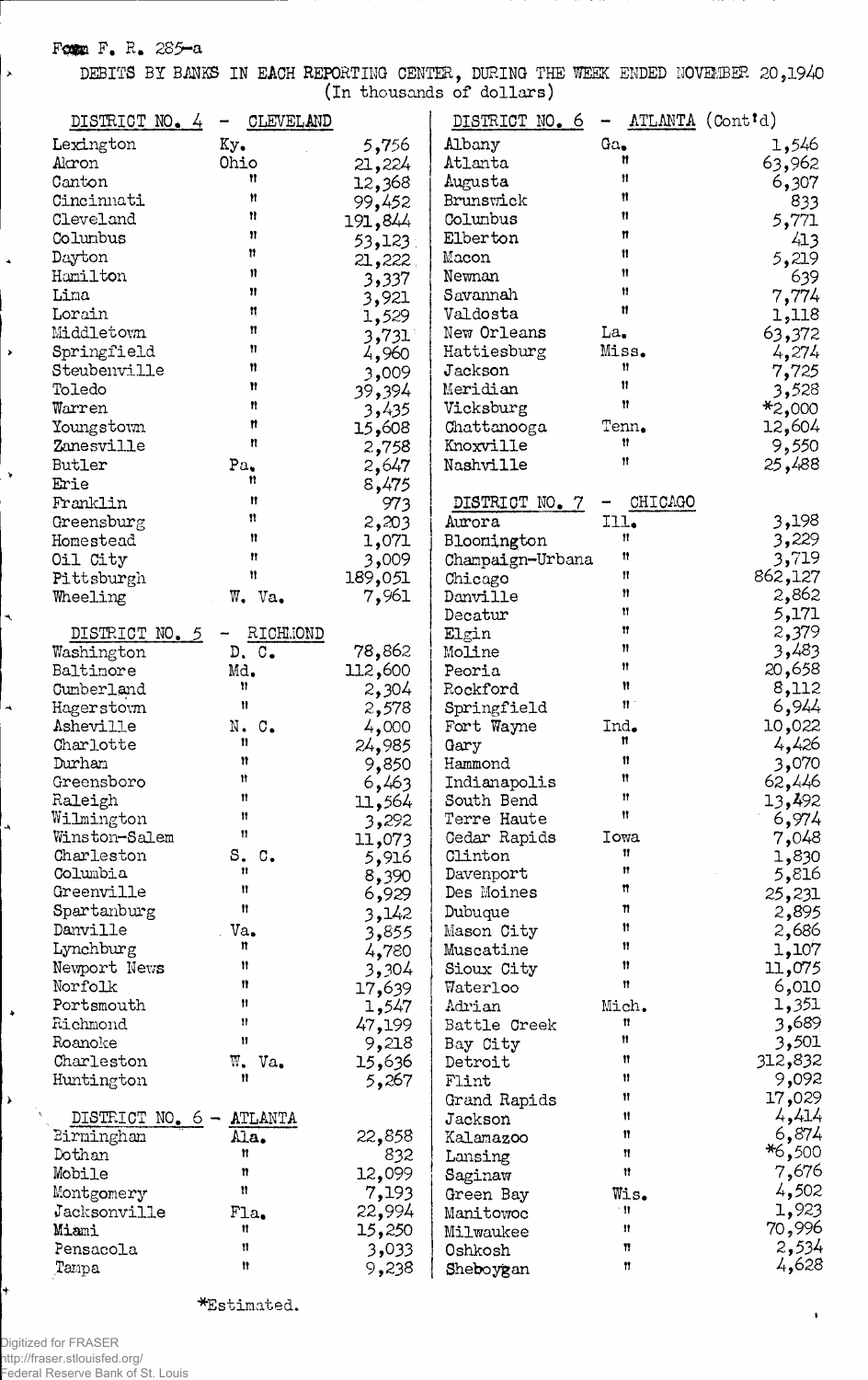Form F. R. 285-a

DEBITS BY BANKS IN EACH REPORTING CENTER, DURING THE WEEK ENDED NOVEMBER 20,1940
(In thousands of dollars)

| DISTRICT NO. 4 - CLEVELAND | | |
|---|---|---|
| Lexington | Ky. | 5,756 |
| Akron | Ohio | 21,224 |
| Canton | " | 12,368 |
| Cincinnati | " | 99,452 |
| Cleveland | " | 191,844 |
| Columbus | " | 53,123 |
| Dayton | " | 21,222 |
| Hamilton | " | 3,337 |
| Lima | " | 3,921 |
| Lorain | " | 1,529 |
| Middletown | " | 3,731 |
| Springfield | " | 4,960 |
| Steubenville | " | 3,009 |
| Toledo | " | 39,394 |
| Warren | " | 3,435 |
| Youngstown | " | 15,608 |
| Zanesville | " | 2,758 |
| Butler | Pa. | 2,647 |
| Erie | " | 8,475 |
| Franklin | " | 973 |
| Greensburg | " | 2,203 |
| Homestead | " | 1,071 |
| Oil City | " | 3,009 |
| Pittsburgh | " | 189,051 |
| Wheeling | W. Va. | 7,961 |

| DISTRICT NO. 5 - RICHMOND | | |
|---|---|---|
| Washington | D. C. | 78,862 |
| Baltimore | Md. | 112,600 |
| Cumberland | " | 2,304 |
| Hagerstown | " | 2,578 |
| Asheville | N. C. | 4,000 |
| Charlotte | " | 24,985 |
| Durham | " | 9,850 |
| Greensboro | " | 6,463 |
| Raleigh | " | 11,564 |
| Wilmington | " | 3,292 |
| Winston-Salem | " | 11,073 |
| Charleston | S. C. | 5,916 |
| Columbia | " | 8,390 |
| Greenville | " | 6,929 |
| Spartanburg | " | 3,142 |
| Danville | Va. | 3,855 |
| Lynchburg | " | 4,780 |
| Newport News | " | 3,304 |
| Norfolk | " | 17,639 |
| Portsmouth | " | 1,547 |
| Richmond | " | 47,199 |
| Roanoke | " | 9,218 |
| Charleston | W. Va. | 15,636 |
| Huntington | " | 5,267 |

| DISTRICT NO. 6 - ATLANTA | | |
|---|---|---|
| Birmingham | Ala. | 22,858 |
| Dothan | " | 832 |
| Mobile | " | 12,099 |
| Montgomery | " | 7,193 |
| Jacksonville | Fla. | 22,994 |
| Miami | " | 15,250 |
| Pensacola | " | 3,033 |
| Tampa | " | 9,238 |
| Albany | Ga. | 1,546 |
| Atlanta | " | 63,962 |
| Augusta | " | 6,307 |
| Brunswick | " | 833 |
| Columbus | " | 5,771 |
| Elberton | " | 413 |
| Macon | " | 5,219 |
| Newnan | " | 639 |
| Savannah | " | 7,774 |
| Valdosta | " | 1,118 |
| New Orleans | La. | 63,372 |
| Hattiesburg | Miss. | 4,274 |
| Jackson | " | 7,725 |
| Meridian | " | 3,528 |
| Vicksburg | " | *2,000 |
| Chattanooga | Tenn. | 12,604 |
| Knoxville | " | 9,550 |
| Nashville | " | 25,488 |

| DISTRICT NO. 7 - CHICAGO | | |
|---|---|---|
| Aurora | Ill. | 3,198 |
| Bloomington | " | 3,229 |
| Champaign-Urbana | " | 3,719 |
| Chicago | " | 862,127 |
| Danville | " | 2,862 |
| Decatur | " | 5,171 |
| Elgin | " | 2,379 |
| Moline | " | 3,483 |
| Peoria | " | 20,658 |
| Rockford | " | 8,112 |
| Springfield | " | 6,944 |
| Fort Wayne | Ind. | 10,022 |
| Gary | " | 4,426 |
| Hammond | " | 3,070 |
| Indianapolis | " | 62,446 |
| South Bend | " | 13,492 |
| Terre Haute | " | 6,974 |
| Cedar Rapids | Iowa | 7,048 |
| Clinton | " | 1,830 |
| Davenport | " | 5,816 |
| Des Moines | " | 25,231 |
| Dubuque | " | 2,895 |
| Mason City | " | 2,686 |
| Muscatine | " | 1,107 |
| Sioux City | " | 11,075 |
| Waterloo | " | 6,010 |
| Adrian | Mich. | 1,351 |
| Battle Creek | " | 3,689 |
| Bay City | " | 3,501 |
| Detroit | " | 312,832 |
| Flint | " | 9,092 |
| Grand Rapids | " | 17,029 |
| Jackson | " | 4,414 |
| Kalamazoo | " | 6,874 |
| Lansing | " | *6,500 |
| Saginaw | " | 7,676 |
| Green Bay | Wis. | 4,502 |
| Manitowoc | " | 1,923 |
| Milwaukee | " | 70,996 |
| Oshkosh | " | 2,534 |
| Sheboygan | " | 4,628 |

*Estimated.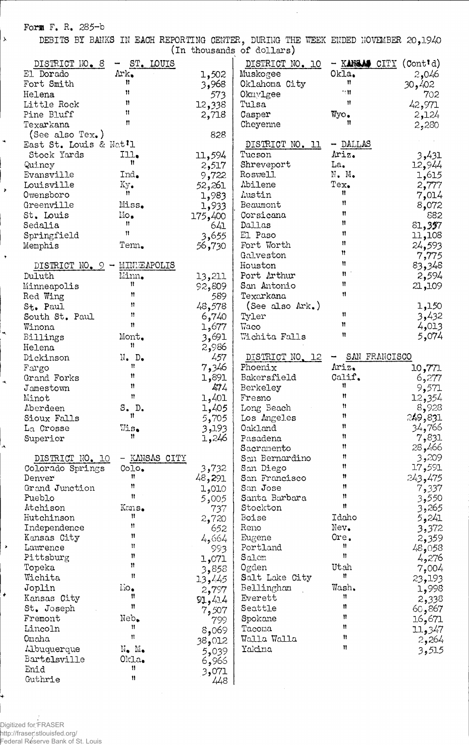Form F. R. 285-b

DEBITS BY BANKS IN EACH REPORTING CENTER, DURING THE WEEK ENDED NOVEMBER 20,1940
(In thousands of dollars)

| | | |
|---|---|---|
| **DISTRICT NO. 8 - ST. LOUIS** | | |
| El Dorado | Ark. | 1,502 |
| Fort Smith | " | 3,968 |
| Helena | " | 573 |
| Little Rock | " | 12,338 |
| Pine Bluff | " | 2,718 |
| Texarkana (See also Tex.) | " | 828 |
| East St. Louis & Nat'l Stock Yards | Ill. | 11,594 |
| Quincy | " | 2,517 |
| Evansville | Ind. | 9,722 |
| Louisville | Ky. | 52,261 |
| Owensboro | " | 1,983 |
| Greenville | Miss. | 1,933 |
| St. Louis | Mo. | 175,400 |
| Sedalia | " | 641 |
| Springfield | " | 3,655 |
| Memphis | Tenn. | 56,730 |
| **DISTRICT NO. 9 - MINNEAPOLIS** | | |
| Duluth | Minn. | 13,211 |
| Minneapolis | " | 92,809 |
| Red Wing | " | 589 |
| St. Paul | " | 48,578 |
| South St. Paul | " | 6,740 |
| Winona | " | 1,677 |
| Billings | Mont. | 3,691 |
| Helena | " | 2,986 |
| Dickinson | N. D. | 457 |
| Fargo | " | 7,346 |
| Grand Forks | " | 1,891 |
| Jamestown | " | 474 |
| Minot | " | 1,401 |
| Aberdeen | S. D. | 1,405 |
| Sioux Falls | " | 5,705 |
| La Crosse | Wis. | 3,193 |
| Superior | " | 1,246 |
| **DISTRICT NO. 10 - KANSAS CITY** | | |
| Colorado Springs | Colo. | 3,732 |
| Denver | " | 48,291 |
| Grand Junction | " | 1,010 |
| Pueblo | " | 5,005 |
| Atchison | Kans. | 737 |
| Hutchinson | " | 2,720 |
| Independence | " | 652 |
| Kansas City | " | 4,664 |
| Lawrence | " | 993 |
| Pittsburg | " | 1,071 |
| Topeka | " | 3,858 |
| Wichita | " | 13,445 |
| Joplin | Mo. | 2,797 |
| Kansas City | " | 91,414 |
| St. Joseph | " | 7,507 |
| Fremont | Neb. | 799 |
| Lincoln | " | 8,069 |
| Omaha | " | 38,012 |
| Albuquerque | N. M. | 5,039 |
| Bartelsville | Okla. | 6,966 |
| Enid | " | 3,071 |
| Guthrie | " | 448 |
| **DISTRICT NO. 10 - KANSAS CITY (Cont'd)** | | |
| Muskogee | Okla. | 2,046 |
| Oklahoma City | " | 30,402 |
| Okmulgee | " | 702 |
| Tulsa | " | 42,971 |
| Casper | Wyo. | 2,124 |
| Cheyenne | " | 2,280 |
| **DISTRICT NO. 11 - DALLAS** | | |
| Tucson | Ariz. | 3,431 |
| Shreveport | La. | 12,944 |
| Roswell | N. M. | 1,615 |
| Abilene | Tex. | 2,777 |
| Austin | " | 7,014 |
| Beaumont | " | 8,072 |
| Corsicana | " | 882 |
| Dallas | " | 81,357 |
| El Paso | " | 11,108 |
| Fort Worth | " | 24,593 |
| Galveston | " | 7,775 |
| Houston | " | 83,348 |
| Port Arthur | " | 2,594 |
| San Antonio | " | 21,109 |
| Texarkana (See also Ark.) | " | 1,150 |
| Tyler | " | 3,432 |
| Waco | " | 4,013 |
| Wichita Falls | " | 5,074 |
| **DISTRICT NO. 12 - SAN FRANCISCO** | | |
| Phoenix | Ariz. | 10,771 |
| Bakersfield | Calif. | 6,277 |
| Berkeley | " | 9,571 |
| Fresno | " | 12,354 |
| Long Beach | " | 8,928 |
| Los Angeles | " | 249,831 |
| Oakland | " | 34,766 |
| Pasadena | " | 7,831 |
| Sacramento | " | 28,466 |
| San Bernardino | " | 3,209 |
| San Diego | " | 17,591 |
| San Francisco | " | 243,475 |
| San Jose | " | 7,337 |
| Santa Barbara | " | 3,550 |
| Stockton | " | 3,265 |
| Boise | Idaho | 5,241 |
| Reno | Nev. | 3,372 |
| Eugene | Ore. | 2,359 |
| Portland | " | 48,058 |
| Salem | " | 4,276 |
| Ogden | Utah | 7,004 |
| Salt Lake City | " | 23,193 |
| Bellingham | Wash. | 1,998 |
| Everett | " | 2,338 |
| Seattle | " | 60,867 |
| Spokane | " | 16,671 |
| Tacoma | " | 11,347 |
| Walla Walla | " | 2,264 |
| Yakima | " | 3,515 |